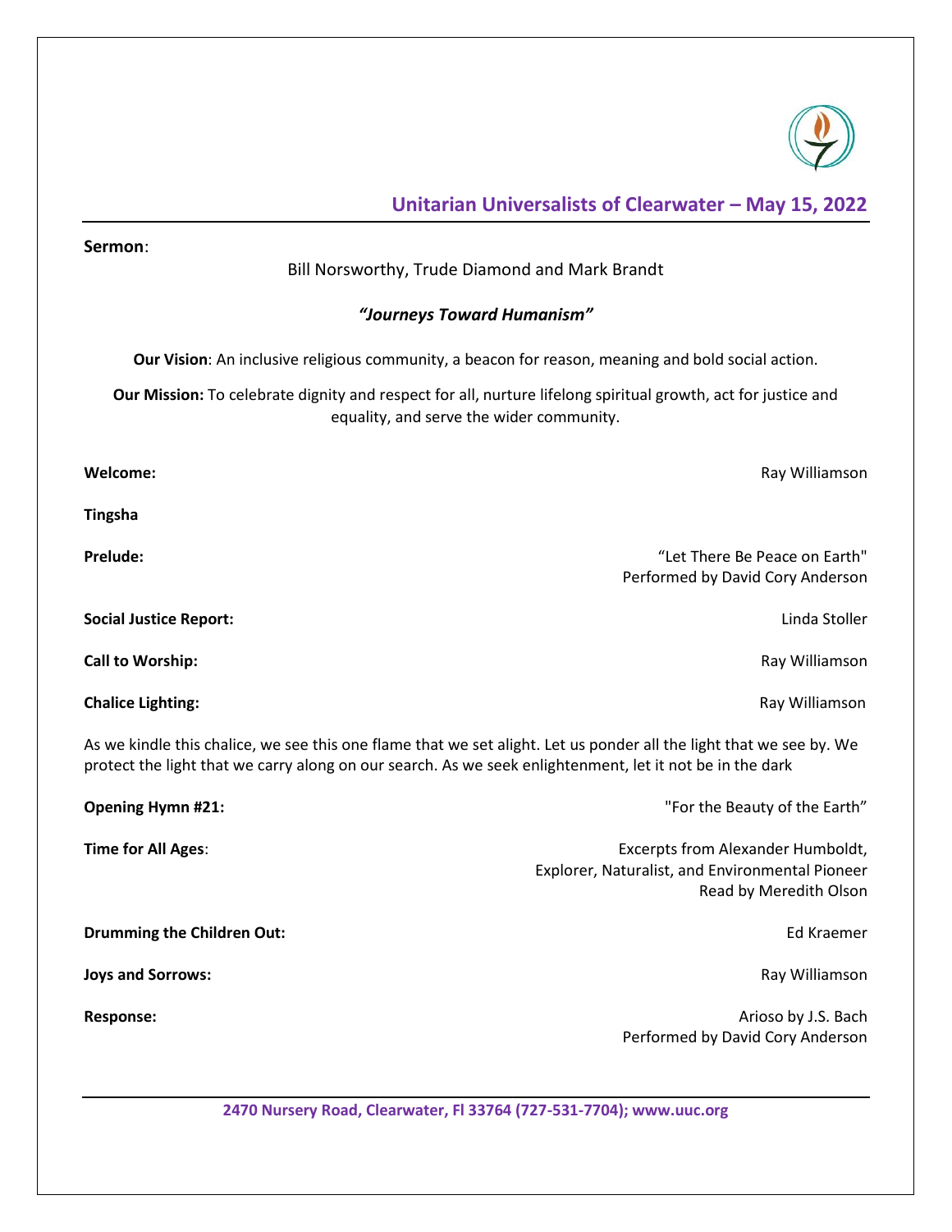## Unitarian Universalists of Clearwater – May 15, 2022

**Sermon**:

Bill Norsworthy, Trude Diamond and Mark Brandt

***"Journeys Toward Humanism"***

**Our Vision**: An inclusive religious community, a beacon for reason, meaning and bold social action.

**Our Mission:** To celebrate dignity and respect for all, nurture lifelong spiritual growth, act for justice and equality, and serve the wider community.

**Welcome:** Ray Williamson

**Tingsha**

**Prelude:** "Let There Be Peace on Earth"
Performed by David Cory Anderson

**Social Justice Report:** Linda Stoller

**Call to Worship:** Ray Williamson

**Chalice Lighting:** Ray Williamson

As we kindle this chalice, we see this one flame that we set alight. Let us ponder all the light that we see by. We protect the light that we carry along on our search. As we seek enlightenment, let it not be in the dark

**Opening Hymn #21:** "For the Beauty of the Earth"

**Time for All Ages**: Excerpts from Alexander Humboldt,
Explorer, Naturalist, and Environmental Pioneer
Read by Meredith Olson

**Drumming the Children Out:** Ed Kraemer

**Joys and Sorrows:** Ray Williamson

**Response:** Arioso by J.S. Bach
Performed by David Cory Anderson

**2470 Nursery Road, Clearwater, Fl 33764 (727-531-7704); www.uuc.org**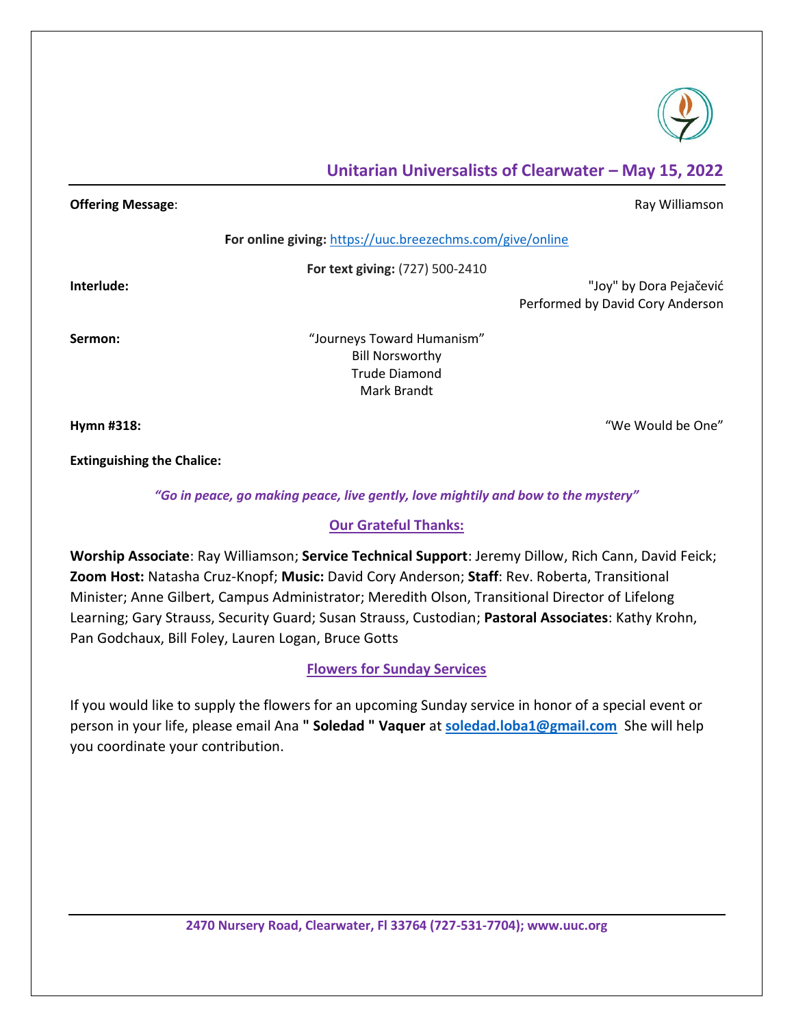## Unitarian Universalists of Clearwater – May 15, 2022

**Offering Message**: Ray Williamson

**For online giving:** https://uuc.breezechms.com/give/online

**For text giving:** (727) 500-2410

**Interlude:** "Joy" by Dora Pejačević
Performed by David Cory Anderson

**Sermon:** "Journeys Toward Humanism"
Bill Norsworthy
Trude Diamond
Mark Brandt

**Hymn #318:** "We Would be One"

**Extinguishing the Chalice:**

***"Go in peace, go making peace, live gently, love mightily and bow to the mystery"***

### Our Grateful Thanks:

**Worship Associate**: Ray Williamson; **Service Technical Support**: Jeremy Dillow, Rich Cann, David Feick; **Zoom Host:** Natasha Cruz-Knopf; **Music:** David Cory Anderson; **Staff**: Rev. Roberta, Transitional Minister; Anne Gilbert, Campus Administrator; Meredith Olson, Transitional Director of Lifelong Learning; Gary Strauss, Security Guard; Susan Strauss, Custodian; **Pastoral Associates**: Kathy Krohn, Pan Godchaux, Bill Foley, Lauren Logan, Bruce Gotts

### Flowers for Sunday Services

If you would like to supply the flowers for an upcoming Sunday service in honor of a special event or person in your life, please email Ana **" Soledad " Vaquer** at **soledad.loba1@gmail.com** She will help you coordinate your contribution.

**2470 Nursery Road, Clearwater, Fl 33764 (727-531-7704); www.uuc.org**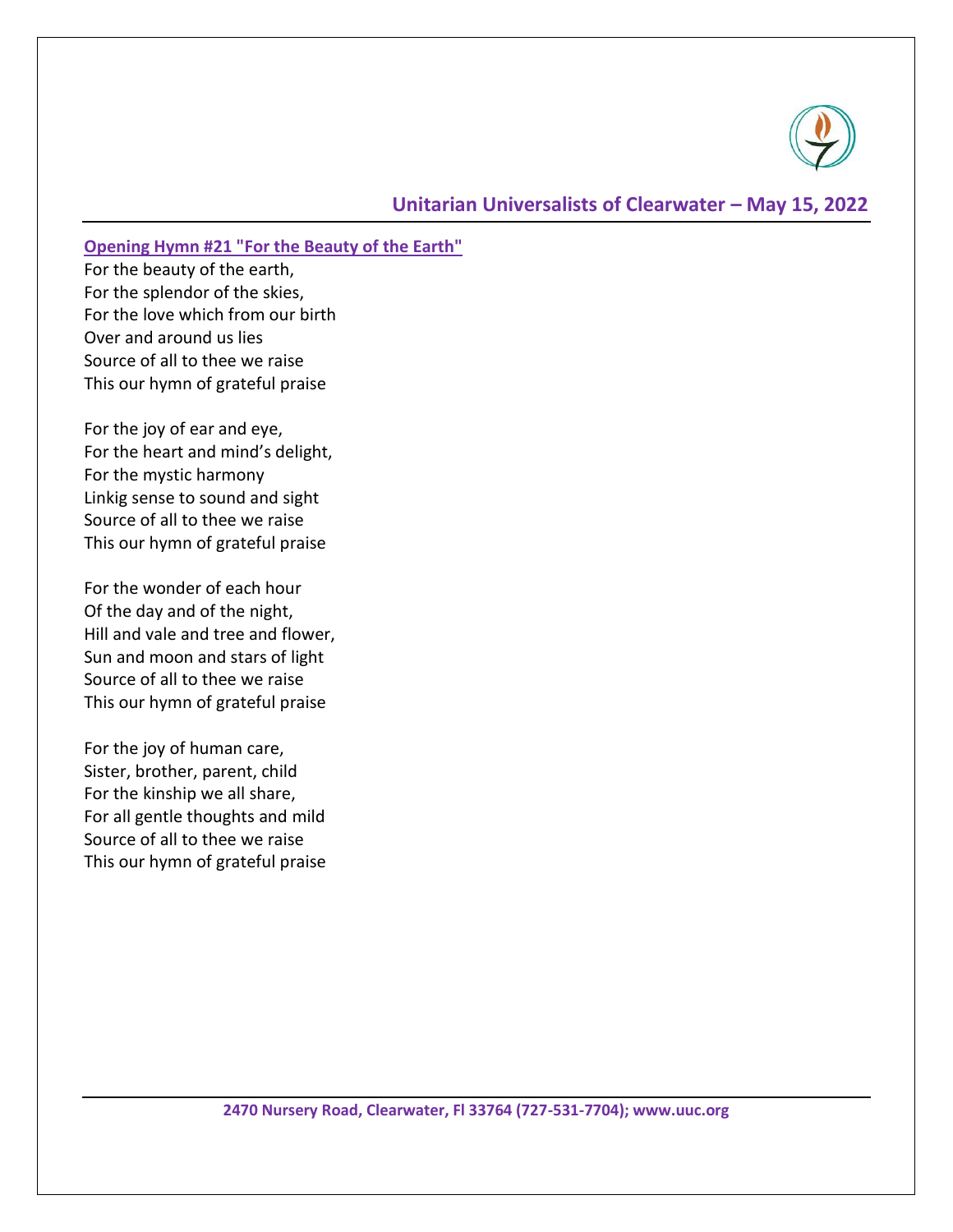## Opening Hymn #21 "For the Beauty of the Earth"

For the beauty of the earth,
For the splendor of the skies,
For the love which from our birth
Over and around us lies
Source of all to thee we raise
This our hymn of grateful praise

For the joy of ear and eye,
For the heart and mind's delight,
For the mystic harmony
Linkig sense to sound and sight
Source of all to thee we raise
This our hymn of grateful praise

For the wonder of each hour
Of the day and of the night,
Hill and vale and tree and flower,
Sun and moon and stars of light
Source of all to thee we raise
This our hymn of grateful praise

For the joy of human care,
Sister, brother, parent, child
For the kinship we all share,
For all gentle thoughts and mild
Source of all to thee we raise
This our hymn of grateful praise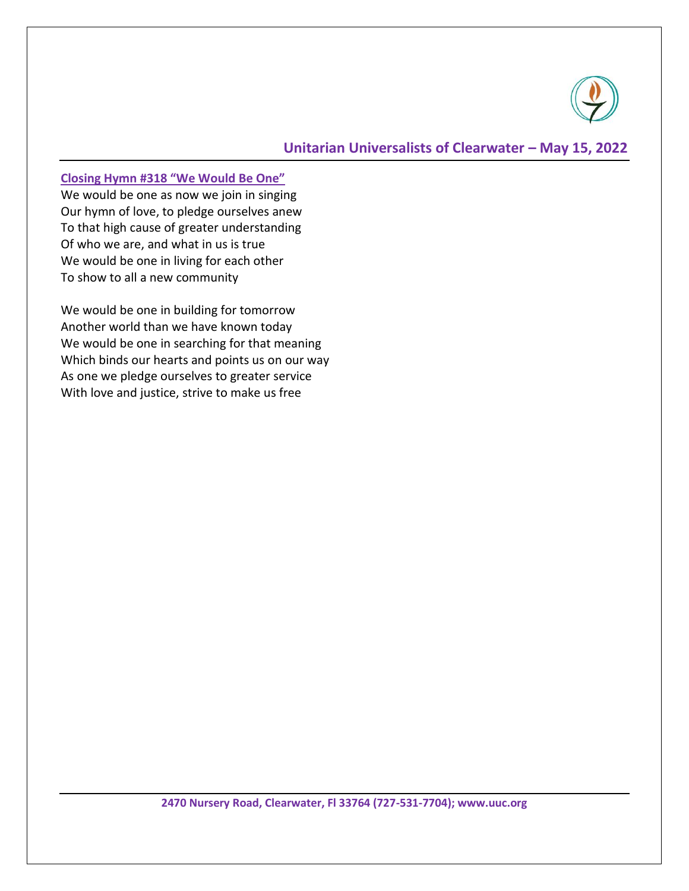**Closing Hymn #318 "We Would Be One"**

We would be one as now we join in singing
Our hymn of love, to pledge ourselves anew
To that high cause of greater understanding
Of who we are, and what in us is true
We would be one in living for each other
To show to all a new community

We would be one in building for tomorrow
Another world than we have known today
We would be one in searching for that meaning
Which binds our hearts and points us on our way
As one we pledge ourselves to greater service
With love and justice, strive to make us free